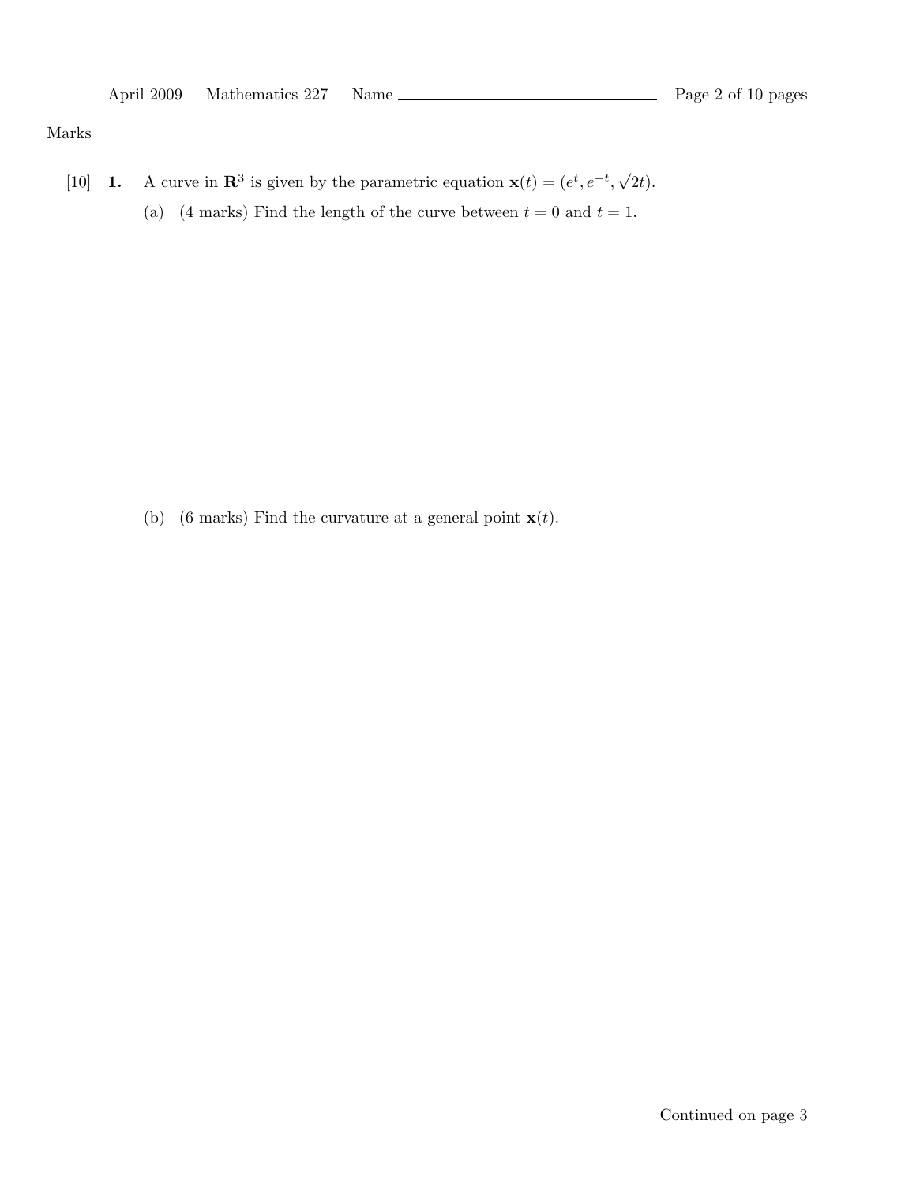Marks

[10] **1.** A curve in $\mathbf{R}^3$ is given by the parametric equation $\mathbf{x}(t) = (e^t, e^{-t}, \sqrt{2}t)$.

(a) (4 marks) Find the length of the curve between $t = 0$ and $t = 1$.

(b) (6 marks) Find the curvature at a general point $\mathbf{x}(t)$.

Continued on page 3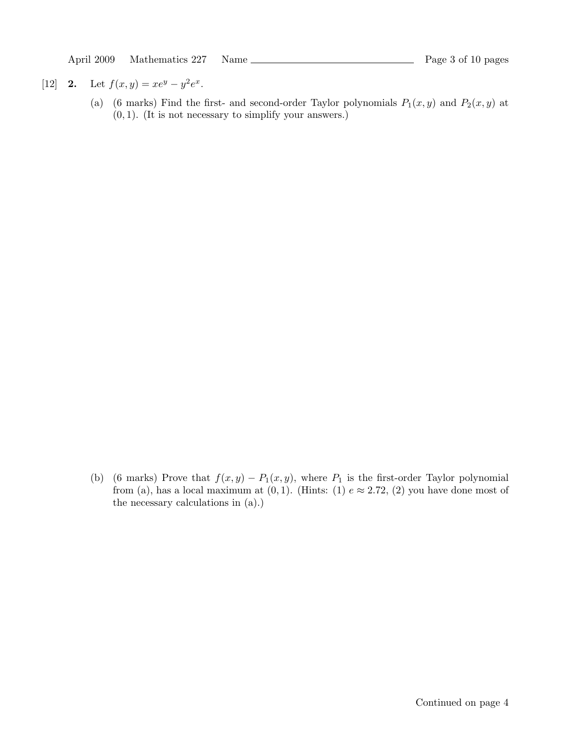[12] **2.** Let $f(x, y) = xe^y - y^2e^x$.

(a) (6 marks) Find the first- and second-order Taylor polynomials $P_1(x, y)$ and $P_2(x, y)$ at $(0, 1)$. (It is not necessary to simplify your answers.)

(b) (6 marks) Prove that $f(x, y) - P_1(x, y)$, where $P_1$ is the first-order Taylor polynomial from (a), has a local maximum at $(0, 1)$. (Hints: (1) $e \approx 2.72$, (2) you have done most of the necessary calculations in (a).)

Continued on page 4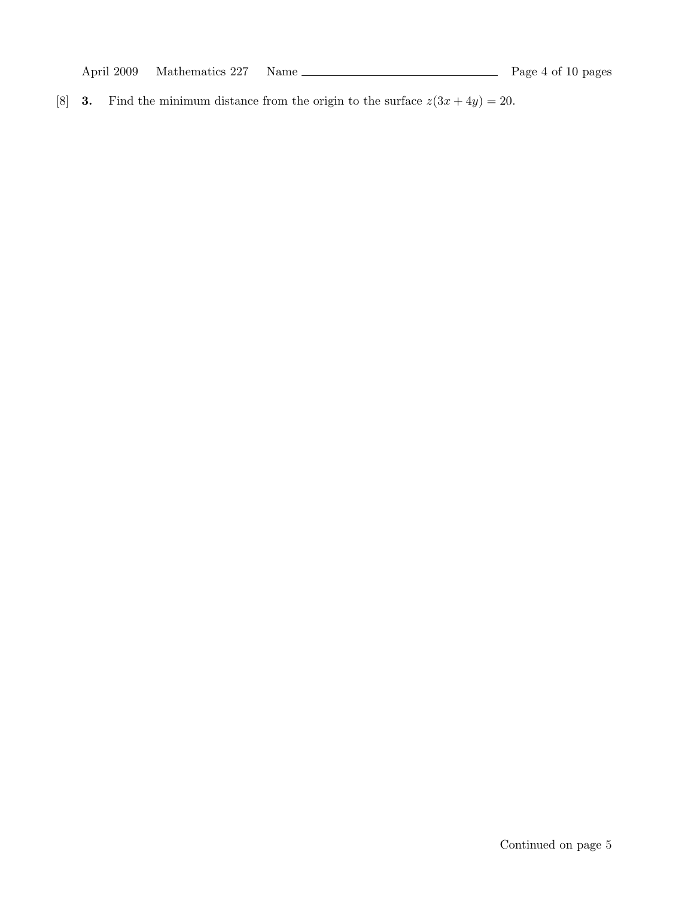[8] **3.** Find the minimum distance from the origin to the surface $z(3x + 4y) = 20$.

Continued on page 5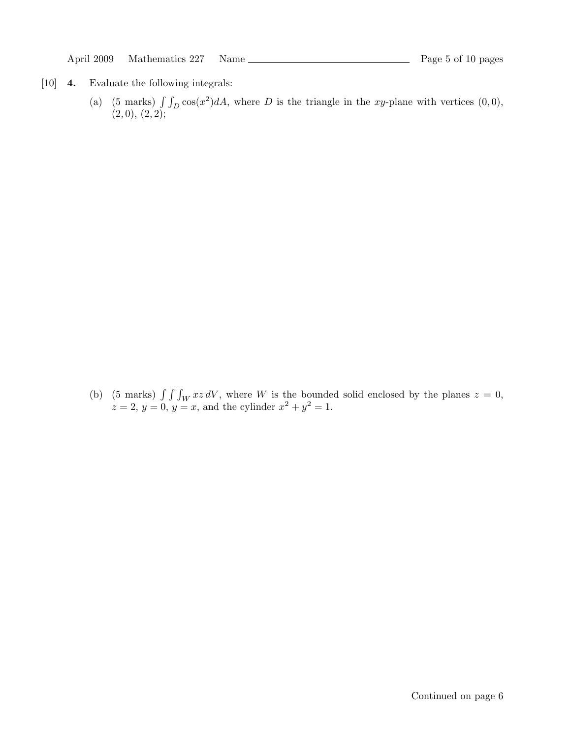[10] **4.** Evaluate the following integrals:

(a) (5 marks) $\int\int_D \cos(x^2)dA$, where $D$ is the triangle in the $xy$-plane with vertices $(0, 0)$, $(2, 0)$, $(2, 2)$;

(b) (5 marks) $\int\int\int_W xz\, dV$, where $W$ is the bounded solid enclosed by the planes $z = 0$, $z = 2$, $y = 0$, $y = x$, and the cylinder $x^2 + y^2 = 1$.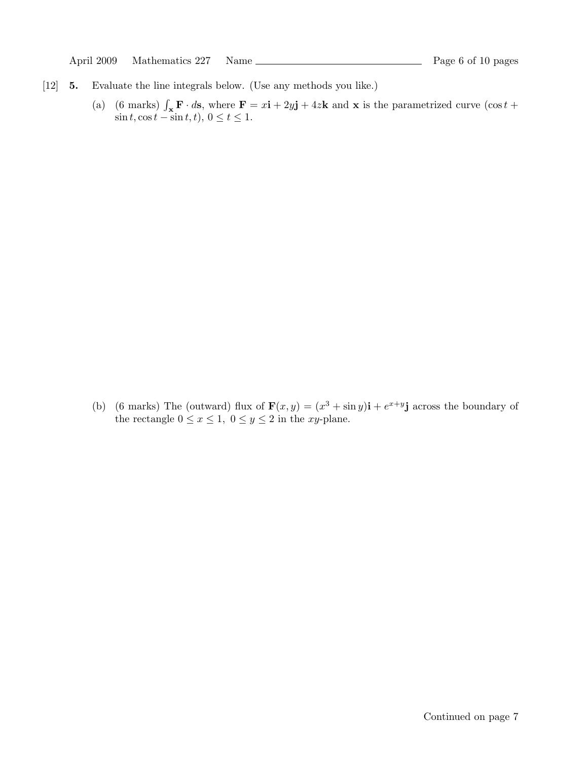[12] **5.** Evaluate the line integrals below. (Use any methods you like.)

(a) (6 marks) $\int_{\mathbf{x}} \mathbf{F} \cdot d\mathbf{s}$, where $\mathbf{F} = x\mathbf{i} + 2y\mathbf{j} + 4z\mathbf{k}$ and $\mathbf{x}$ is the parametrized curve $(\cos t + \sin t, \cos t - \sin t, t)$, $0 \leq t \leq 1$.

(b) (6 marks) The (outward) flux of $\mathbf{F}(x, y) = (x^3 + \sin y)\mathbf{i} + e^{x+y}\mathbf{j}$ across the boundary of the rectangle $0 \leq x \leq 1,\ 0 \leq y \leq 2$ in the $xy$-plane.

Continued on page 7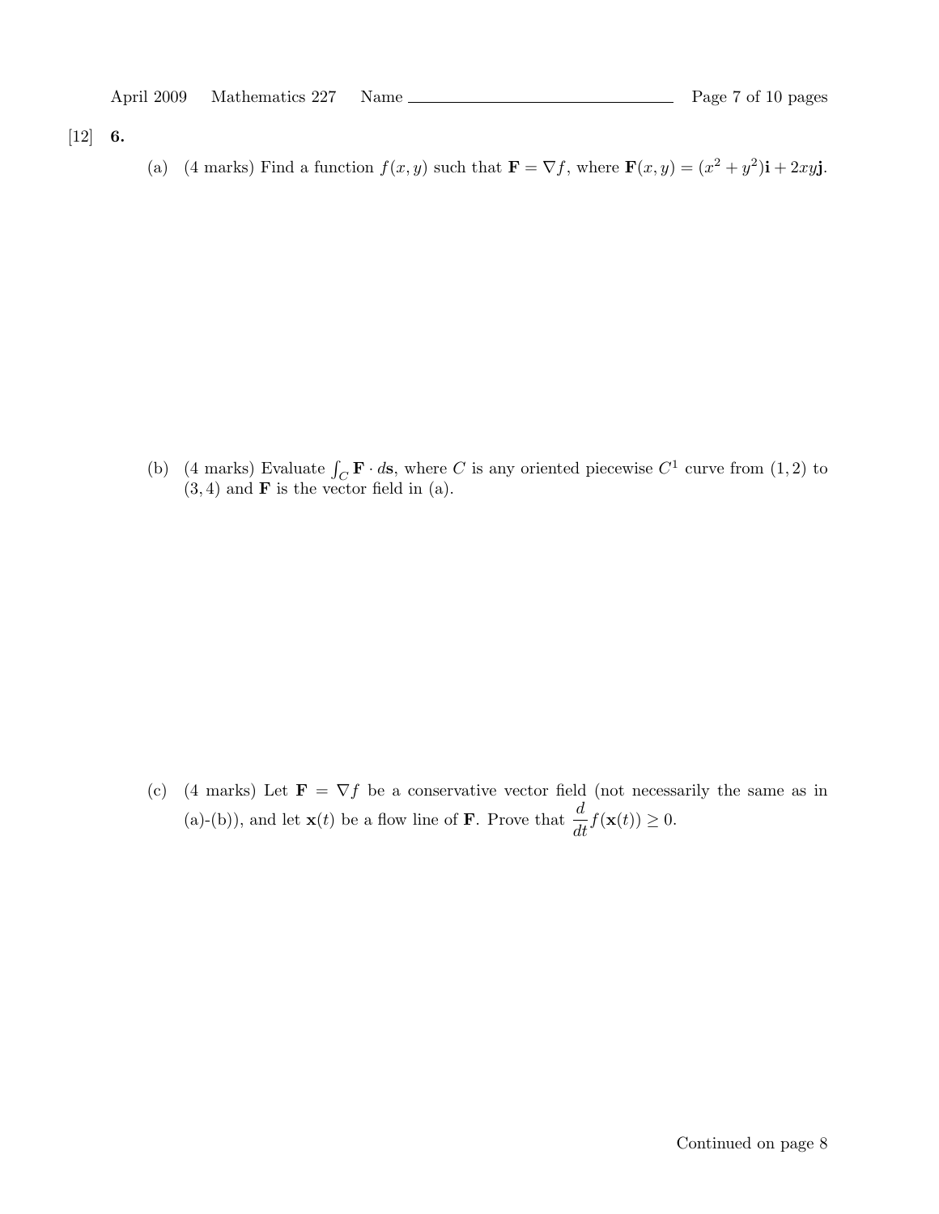[12] **6.**

(a) (4 marks) Find a function $f(x, y)$ such that $\mathbf{F} = \nabla f$, where $\mathbf{F}(x, y) = (x^2 + y^2)\mathbf{i} + 2xy\mathbf{j}$.

(b) (4 marks) Evaluate $\int_C \mathbf{F} \cdot d\mathbf{s}$, where $C$ is any oriented piecewise $C^1$ curve from $(1, 2)$ to $(3, 4)$ and $\mathbf{F}$ is the vector field in (a).

(c) (4 marks) Let $\mathbf{F} = \nabla f$ be a conservative vector field (not necessarily the same as in (a)-(b)), and let $\mathbf{x}(t)$ be a flow line of $\mathbf{F}$. Prove that $\dfrac{d}{dt} f(\mathbf{x}(t)) \geq 0$.

Continued on page 8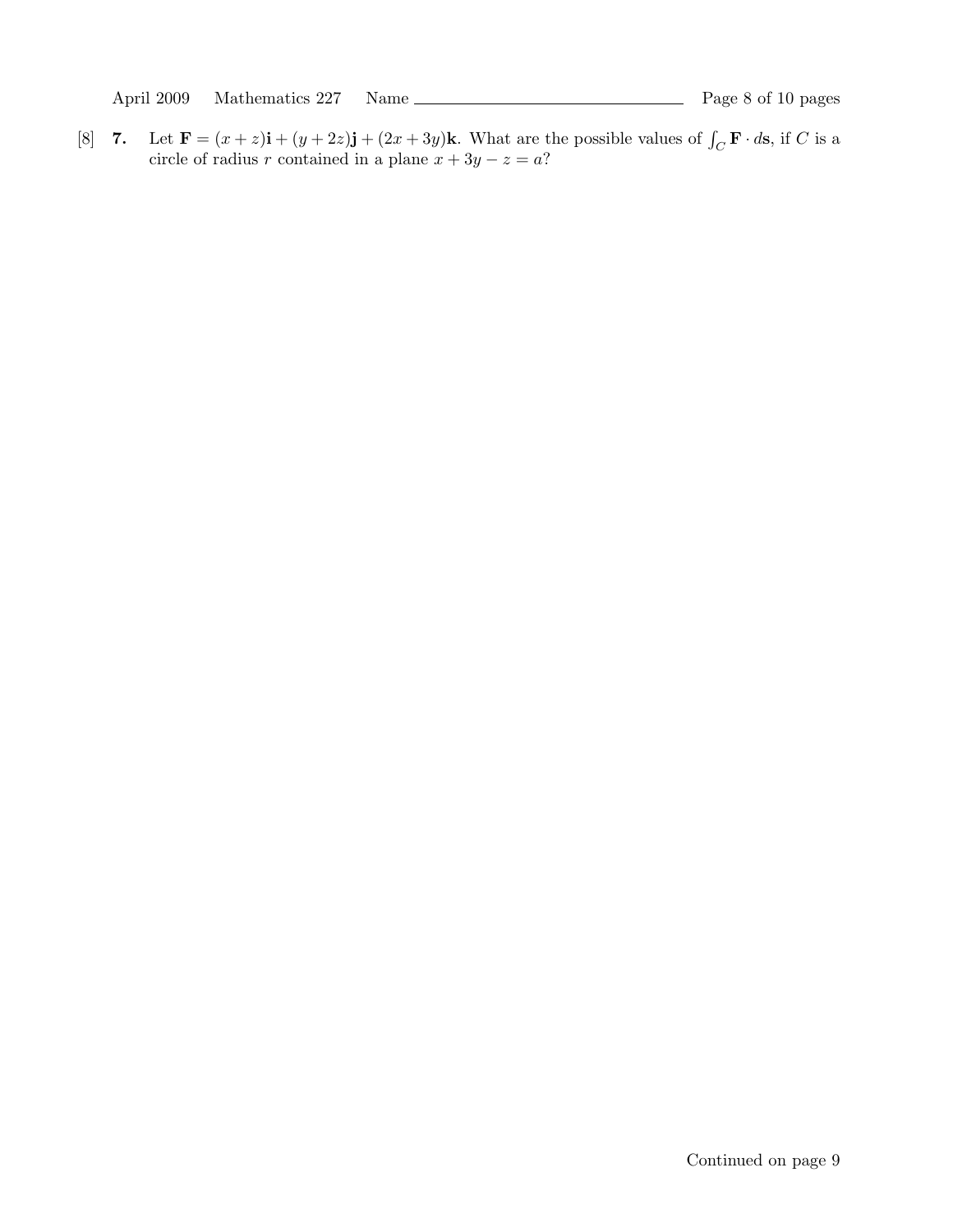[8] **7.** Let $\mathbf{F} = (x + z)\mathbf{i} + (y + 2z)\mathbf{j} + (2x + 3y)\mathbf{k}$. What are the possible values of $\int_C \mathbf{F} \cdot d\mathbf{s}$, if $C$ is a circle of radius $r$ contained in a plane $x + 3y - z = a$?

Continued on page 9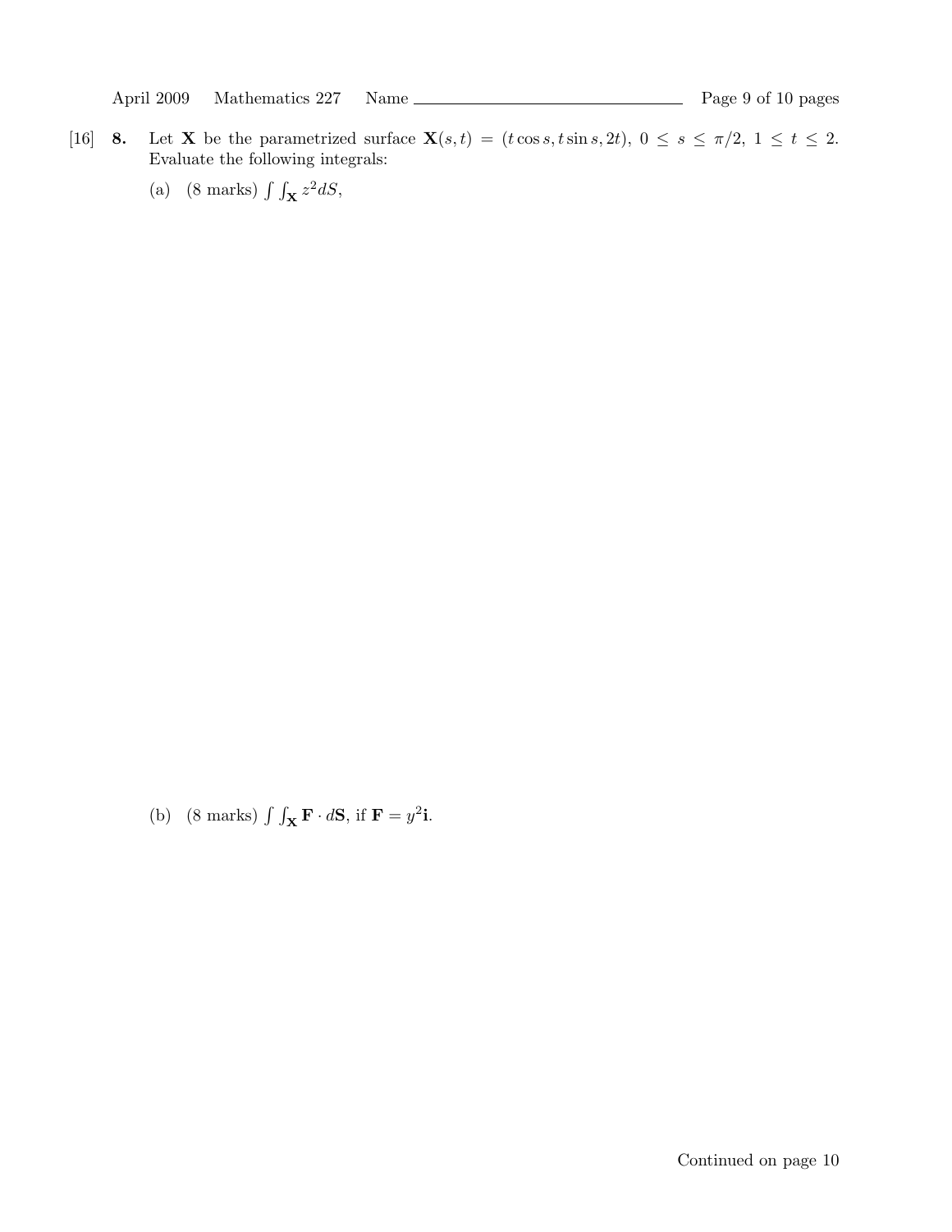[16] **8.** Let $\mathbf{X}$ be the parametrized surface $\mathbf{X}(s,t) = (t\cos s, t\sin s, 2t)$, $0 \leq s \leq \pi/2$, $1 \leq t \leq 2$. Evaluate the following integrals:

(a) (8 marks) $\int\int_{\mathbf{X}} z^2 dS$,

(b) (8 marks) $\int\int_{\mathbf{X}} \mathbf{F} \cdot d\mathbf{S}$, if $\mathbf{F} = y^2\mathbf{i}$.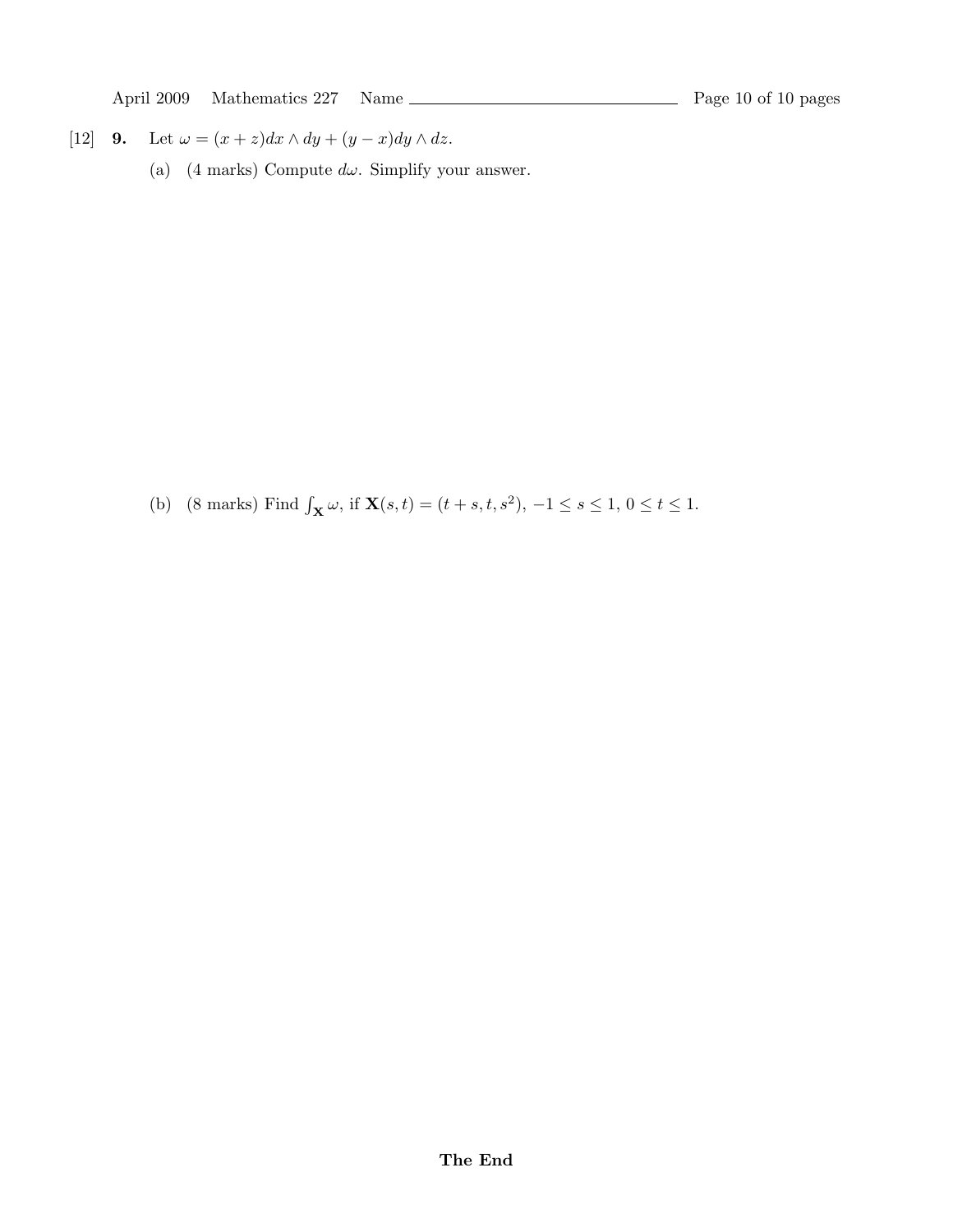[12] **9.** Let $\omega = (x+z)dx \wedge dy + (y-x)dy \wedge dz$.

(a) (4 marks) Compute $d\omega$. Simplify your answer.

(b) (8 marks) Find $\int_{\mathbf{X}} \omega$, if $\mathbf{X}(s,t) = (t+s, t, s^2)$, $-1 \leq s \leq 1$, $0 \leq t \leq 1$.

**The End**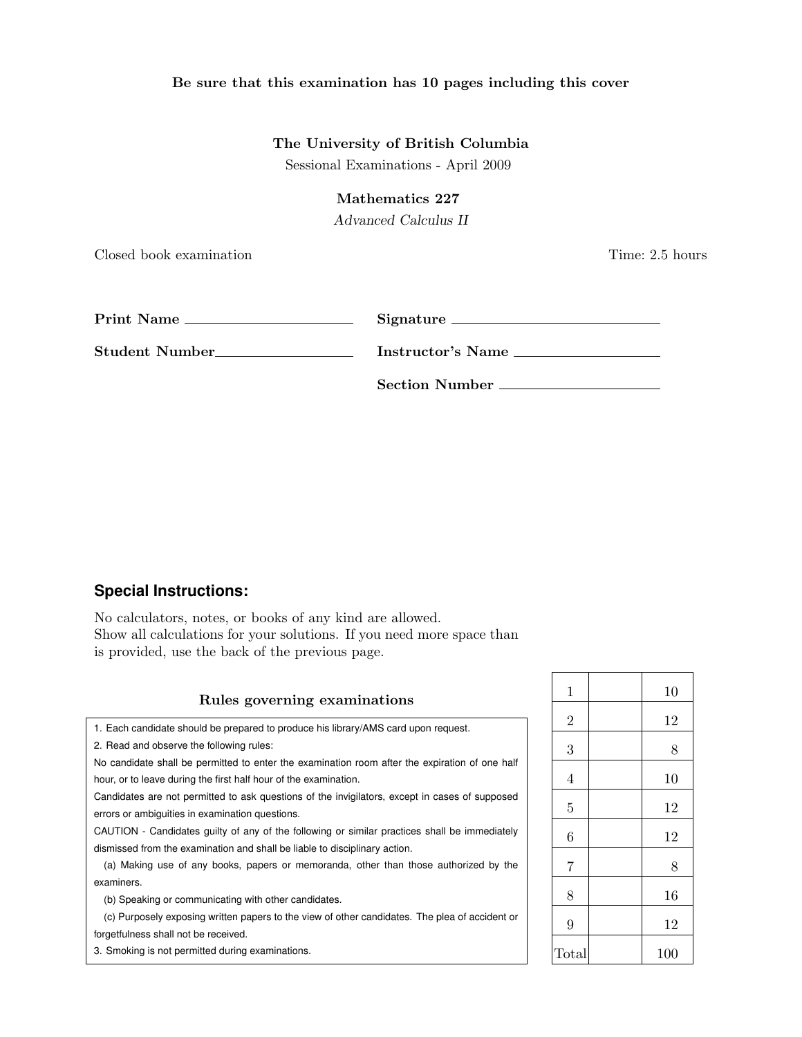**Be sure that this examination has 10 pages including this cover**

**The University of British Columbia**

Sessional Examinations - April 2009

**Mathematics 227**

*Advanced Calculus II*

Closed book examination

Time: 2.5 hours

**Print Name** ____________________

**Signature** ____________________

**Student Number** ____________________

**Instructor's Name** ____________________

**Section Number** ____________________

## Special Instructions:

No calculators, notes, or books of any kind are allowed.
Show all calculations for your solutions. If you need more space than is provided, use the back of the previous page.

### Rules governing examinations

1. Each candidate should be prepared to produce his library/AMS card upon request.
2. Read and observe the following rules:

No candidate shall be permitted to enter the examination room after the expiration of one half hour, or to leave during the first half hour of the examination.

Candidates are not permitted to ask questions of the invigilators, except in cases of supposed errors or ambiguities in examination questions.

CAUTION - Candidates guilty of any of the following or similar practices shall be immediately dismissed from the examination and shall be liable to disciplinary action.

(a) Making use of any books, papers or memoranda, other than those authorized by the examiners.

(b) Speaking or communicating with other candidates.

(c) Purposely exposing written papers to the view of other candidates. The plea of accident or forgetfulness shall not be received.

3. Smoking is not permitted during examinations.

| | | |
|---|---|---|
| 1 | | 10 |
| 2 | | 12 |
| 3 | | 8 |
| 4 | | 10 |
| 5 | | 12 |
| 6 | | 12 |
| 7 | | 8 |
| 8 | | 16 |
| 9 | | 12 |
| Total | | 100 |